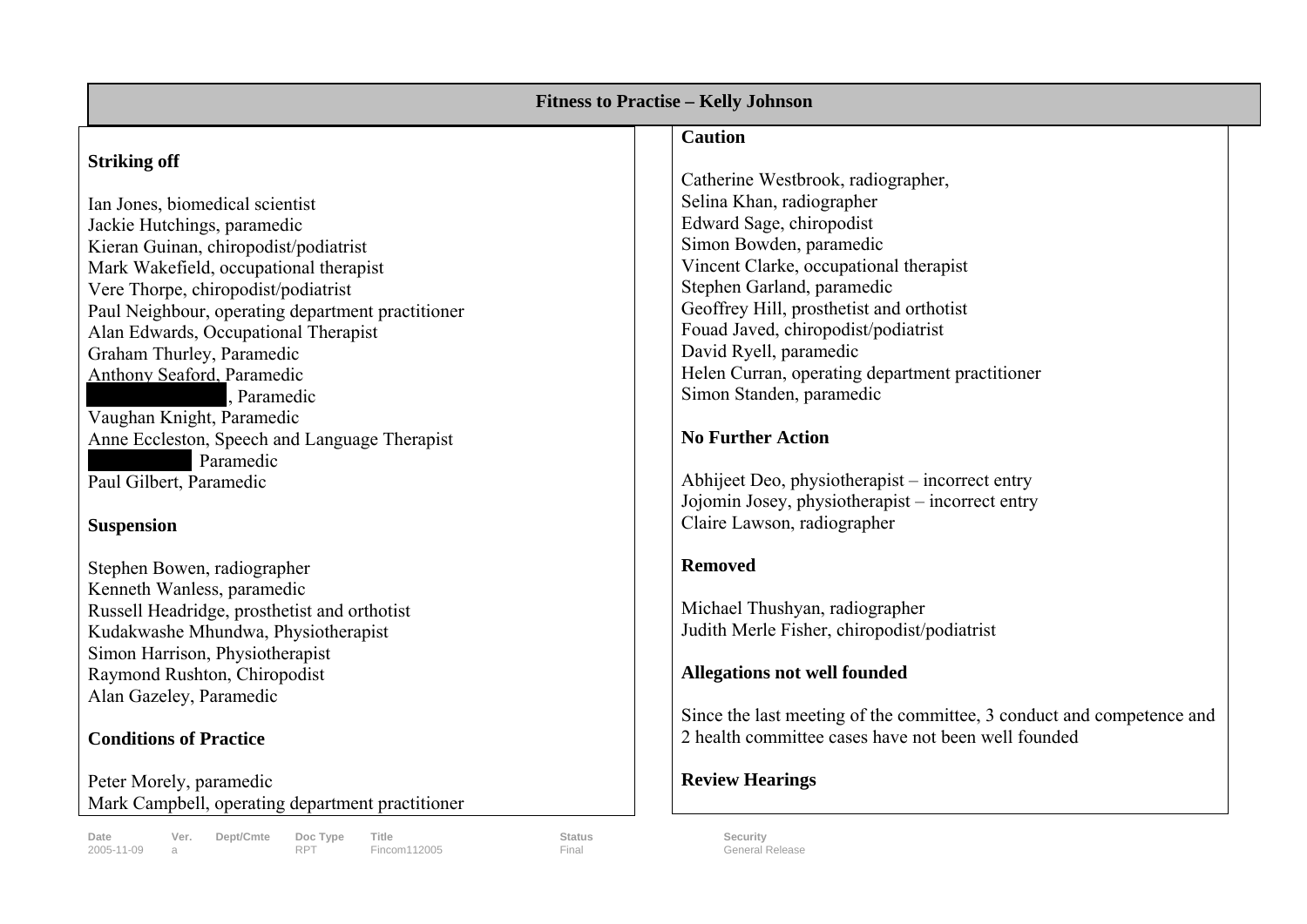## Fitness to Practise – Kelly Johnson

### Striking off

Ian Jones, biomedical scientist
Jackie Hutchings, paramedic
Kieran Guinan, chiropodist/podiatrist
Mark Wakefield, occupational therapist
Vere Thorpe, chiropodist/podiatrist
Paul Neighbour, operating department practitioner
Alan Edwards, Occupational Therapist
Graham Thurley, Paramedic
Anthony Seaford, Paramedic
[REDACTED], Paramedic
Vaughan Knight, Paramedic
Anne Eccleston, Speech and Language Therapist
[REDACTED] Paramedic
Paul Gilbert, Paramedic

### Suspension

Stephen Bowen, radiographer
Kenneth Wanless, paramedic
Russell Headridge, prosthetist and orthotist
Kudakwashe Mhundwa, Physiotherapist
Simon Harrison, Physiotherapist
Raymond Rushton, Chiropodist
Alan Gazeley, Paramedic

### Conditions of Practice

Peter Morely, paramedic
Mark Campbell, operating department practitioner

### Caution

Catherine Westbrook, radiographer,
Selina Khan, radiographer
Edward Sage, chiropodist
Simon Bowden, paramedic
Vincent Clarke, occupational therapist
Stephen Garland, paramedic
Geoffrey Hill, prosthetist and orthotist
Fouad Javed, chiropodist/podiatrist
David Ryell, paramedic
Helen Curran, operating department practitioner
Simon Standen, paramedic

### No Further Action

Abhijeet Deo, physiotherapist – incorrect entry
Jojomin Josey, physiotherapist – incorrect entry
Claire Lawson, radiographer

### Removed

Michael Thushyan, radiographer
Judith Merle Fisher, chiropodist/podiatrist

### Allegations not well founded

Since the last meeting of the committee, 3 conduct and competence and 2 health committee cases have not been well founded

### Review Hearings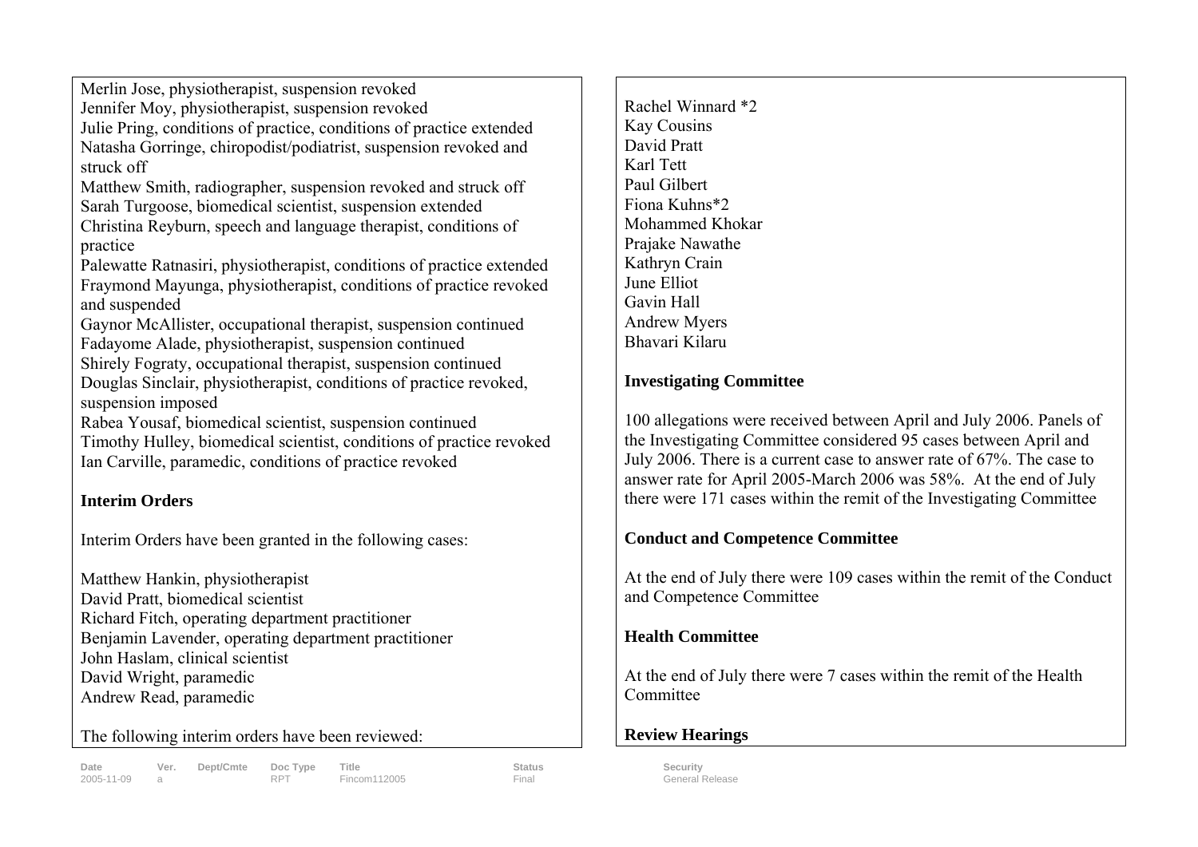Merlin Jose, physiotherapist, suspension revoked
Jennifer Moy, physiotherapist, suspension revoked
Julie Pring, conditions of practice, conditions of practice extended
Natasha Gorringe, chiropodist/podiatrist, suspension revoked and struck off
Matthew Smith, radiographer, suspension revoked and struck off
Sarah Turgoose, biomedical scientist, suspension extended
Christina Reyburn, speech and language therapist, conditions of practice
Palewatte Ratnasiri, physiotherapist, conditions of practice extended
Fraymond Mayunga, physiotherapist, conditions of practice revoked and suspended
Gaynor McAllister, occupational therapist, suspension continued
Fadayome Alade, physiotherapist, suspension continued
Shirely Fograty, occupational therapist, suspension continued
Douglas Sinclair, physiotherapist, conditions of practice revoked, suspension imposed
Rabea Yousaf, biomedical scientist, suspension continued
Timothy Hulley, biomedical scientist, conditions of practice revoked
Ian Carville, paramedic, conditions of practice revoked

**Interim Orders**

Interim Orders have been granted in the following cases:

Matthew Hankin, physiotherapist
David Pratt, biomedical scientist
Richard Fitch, operating department practitioner
Benjamin Lavender, operating department practitioner
John Haslam, clinical scientist
David Wright, paramedic
Andrew Read, paramedic

The following interim orders have been reviewed:

Rachel Winnard *2
Kay Cousins
David Pratt
Karl Tett
Paul Gilbert
Fiona Kuhns*2
Mohammed Khokar
Prajake Nawathe
Kathryn Crain
June Elliot
Gavin Hall
Andrew Myers
Bhavari Kilaru

**Investigating Committee**

100 allegations were received between April and July 2006. Panels of the Investigating Committee considered 95 cases between April and July 2006. There is a current case to answer rate of 67%. The case to answer rate for April 2005-March 2006 was 58%. At the end of July there were 171 cases within the remit of the Investigating Committee

**Conduct and Competence Committee**

At the end of July there were 109 cases within the remit of the Conduct and Competence Committee

**Health Committee**

At the end of July there were 7 cases within the remit of the Health Committee

**Review Hearings**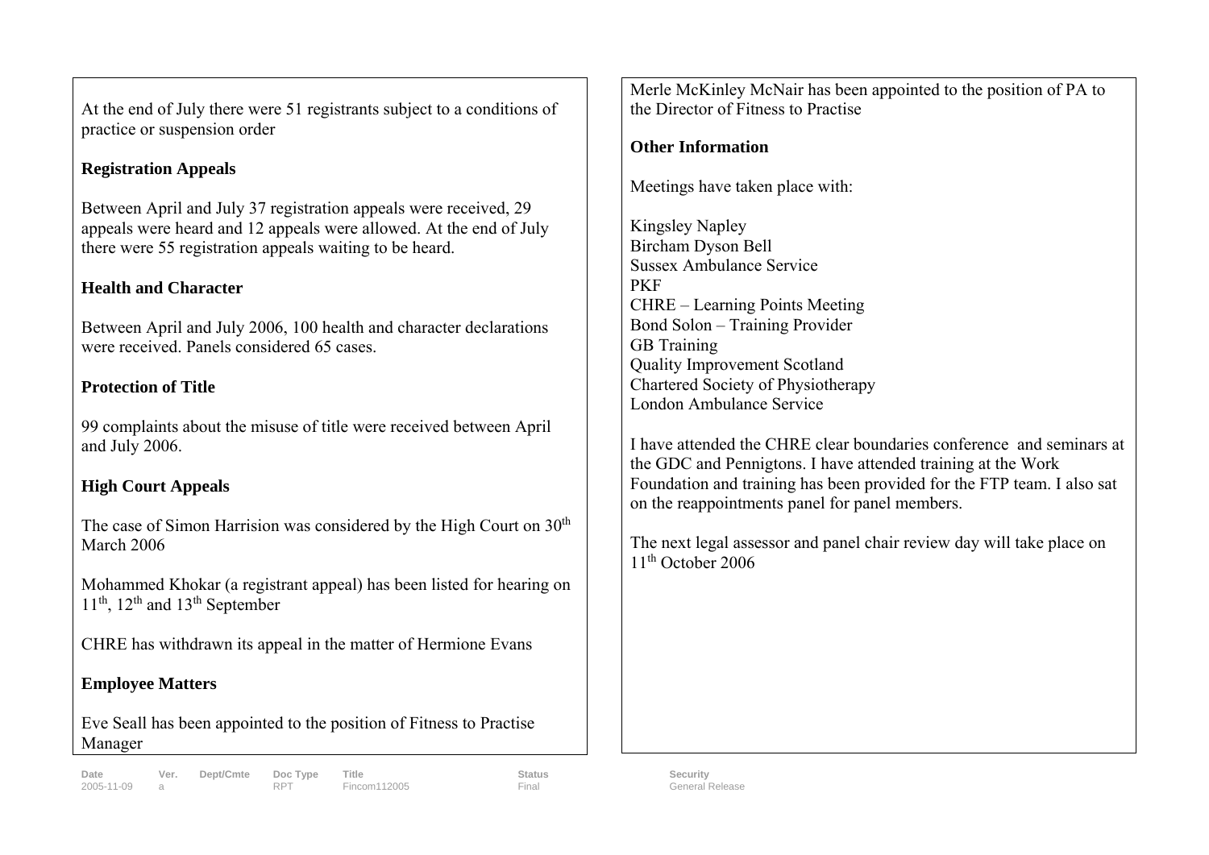At the end of July there were 51 registrants subject to a conditions of practice or suspension order

**Registration Appeals**

Between April and July 37 registration appeals were received, 29 appeals were heard and 12 appeals were allowed. At the end of July there were 55 registration appeals waiting to be heard.

**Health and Character**

Between April and July 2006, 100 health and character declarations were received. Panels considered 65 cases.

**Protection of Title**

99 complaints about the misuse of title were received between April and July 2006.

**High Court Appeals**

The case of Simon Harrision was considered by the High Court on 30th March 2006

Mohammed Khokar (a registrant appeal) has been listed for hearing on 11th, 12th and 13th September

CHRE has withdrawn its appeal in the matter of Hermione Evans

**Employee Matters**

Eve Seall has been appointed to the position of Fitness to Practise Manager

Merle McKinley McNair has been appointed to the position of PA to the Director of Fitness to Practise

**Other Information**

Meetings have taken place with:

Kingsley Napley
Bircham Dyson Bell
Sussex Ambulance Service
PKF
CHRE – Learning Points Meeting
Bond Solon – Training Provider
GB Training
Quality Improvement Scotland
Chartered Society of Physiotherapy
London Ambulance Service

I have attended the CHRE clear boundaries conference and seminars at the GDC and Pennigtons. I have attended training at the Work Foundation and training has been provided for the FTP team. I also sat on the reappointments panel for panel members.

The next legal assessor and panel chair review day will take place on 11th October 2006